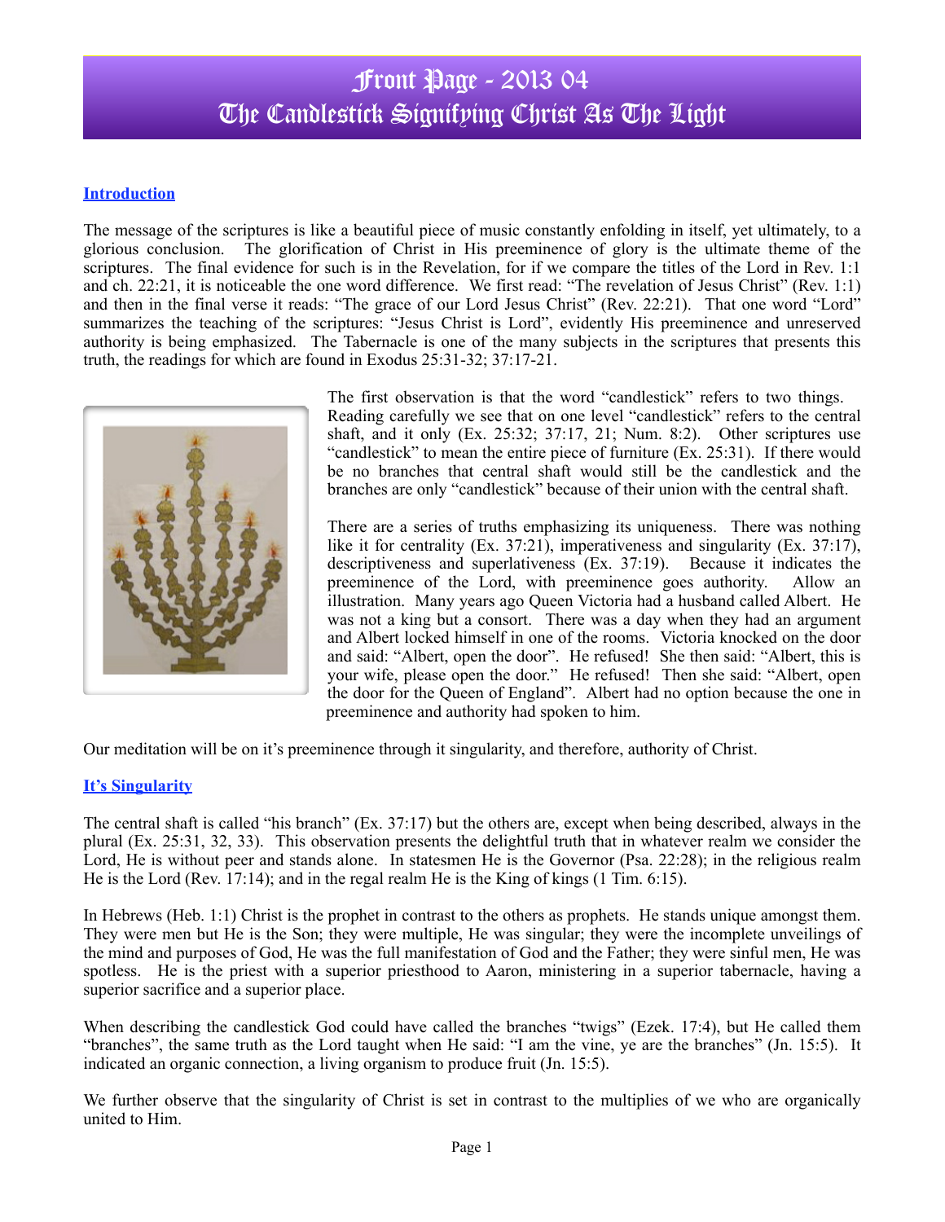# Front Page - 2013 04
# The Candlestick Signifying Christ As The Light

## Introduction

The message of the scriptures is like a beautiful piece of music constantly enfolding in itself, yet ultimately, to a glorious conclusion. The glorification of Christ in His preeminence of glory is the ultimate theme of the scriptures. The final evidence for such is in the Revelation, for if we compare the titles of the Lord in Rev. 1:1 and ch. 22:21, it is noticeable the one word difference. We first read: "The revelation of Jesus Christ" (Rev. 1:1) and then in the final verse it reads: "The grace of our Lord Jesus Christ" (Rev. 22:21). That one word "Lord" summarizes the teaching of the scriptures: "Jesus Christ is Lord", evidently His preeminence and unreserved authority is being emphasized. The Tabernacle is one of the many subjects in the scriptures that presents this truth, the readings for which are found in Exodus 25:31-32; 37:17-21.

The first observation is that the word "candlestick" refers to two things. Reading carefully we see that on one level "candlestick" refers to the central shaft, and it only (Ex. 25:32; 37:17, 21; Num. 8:2). Other scriptures use "candlestick" to mean the entire piece of furniture (Ex. 25:31). If there would be no branches that central shaft would still be the candlestick and the branches are only "candlestick" because of their union with the central shaft.

There are a series of truths emphasizing its uniqueness. There was nothing like it for centrality (Ex. 37:21), imperativeness and singularity (Ex. 37:17), descriptiveness and superlativeness (Ex. 37:19). Because it indicates the preeminence of the Lord, with preeminence goes authority. Allow an illustration. Many years ago Queen Victoria had a husband called Albert. He was not a king but a consort. There was a day when they had an argument and Albert locked himself in one of the rooms. Victoria knocked on the door and said: "Albert, open the door". He refused! She then said: "Albert, this is your wife, please open the door." He refused! Then she said: "Albert, open the door for the Queen of England". Albert had no option because the one in preeminence and authority had spoken to him.

Our meditation will be on it's preeminence through it singularity, and therefore, authority of Christ.

## It's Singularity

The central shaft is called "his branch" (Ex. 37:17) but the others are, except when being described, always in the plural (Ex. 25:31, 32, 33). This observation presents the delightful truth that in whatever realm we consider the Lord, He is without peer and stands alone. In statesmen He is the Governor (Psa. 22:28); in the religious realm He is the Lord (Rev. 17:14); and in the regal realm He is the King of kings (1 Tim. 6:15).

In Hebrews (Heb. 1:1) Christ is the prophet in contrast to the others as prophets. He stands unique amongst them. They were men but He is the Son; they were multiple, He was singular; they were the incomplete unveilings of the mind and purposes of God, He was the full manifestation of God and the Father; they were sinful men, He was spotless. He is the priest with a superior priesthood to Aaron, ministering in a superior tabernacle, having a superior sacrifice and a superior place.

When describing the candlestick God could have called the branches "twigs" (Ezek. 17:4), but He called them "branches", the same truth as the Lord taught when He said: "I am the vine, ye are the branches" (Jn. 15:5). It indicated an organic connection, a living organism to produce fruit (Jn. 15:5).

We further observe that the singularity of Christ is set in contrast to the multiplies of we who are organically united to Him.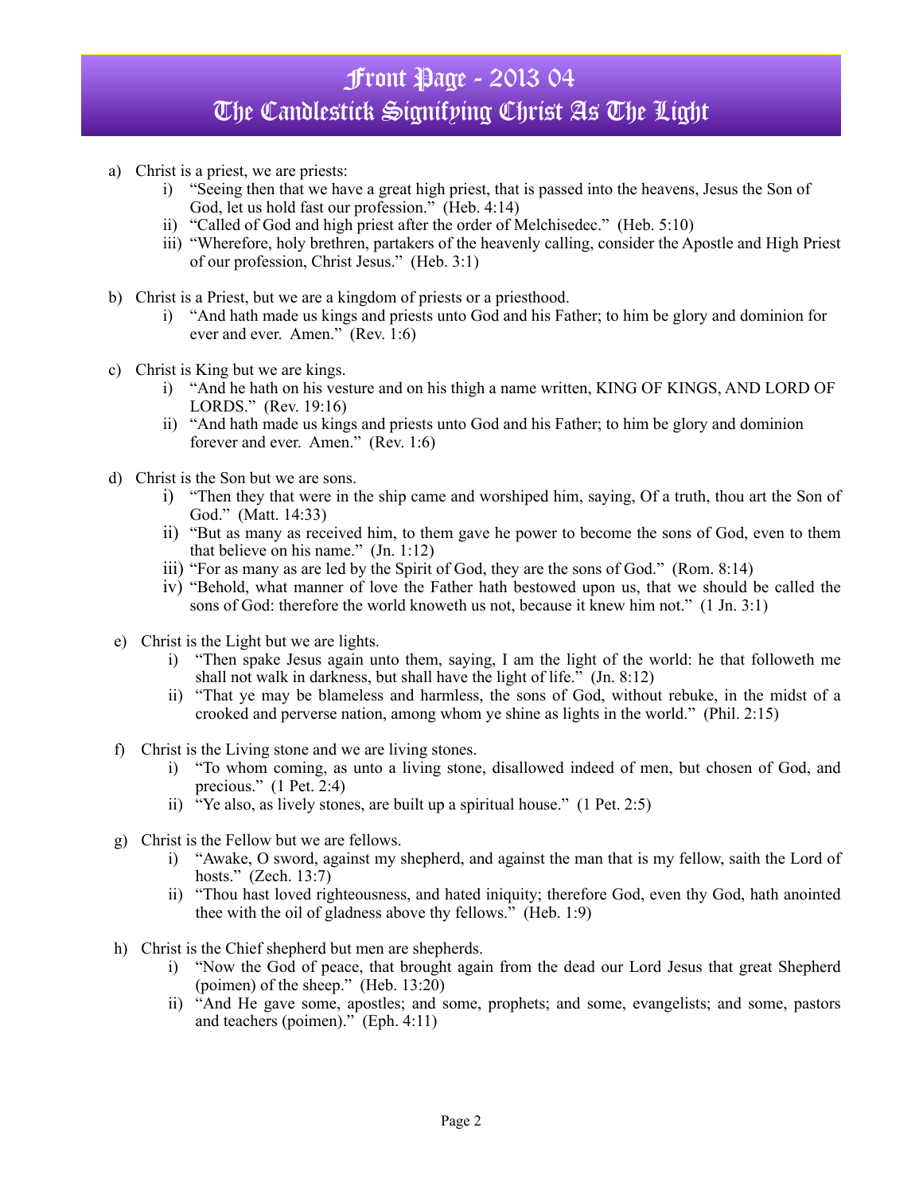# Front Page - 2013 04
# The Candlestick Signifying Christ As The Light

a) Christ is a priest, we are priests:
   i) "Seeing then that we have a great high priest, that is passed into the heavens, Jesus the Son of God, let us hold fast our profession." (Heb. 4:14)
   ii) "Called of God and high priest after the order of Melchisedec." (Heb. 5:10)
   iii) "Wherefore, holy brethren, partakers of the heavenly calling, consider the Apostle and High Priest of our profession, Christ Jesus." (Heb. 3:1)

b) Christ is a Priest, but we are a kingdom of priests or a priesthood.
   i) "And hath made us kings and priests unto God and his Father; to him be glory and dominion for ever and ever. Amen." (Rev. 1:6)

c) Christ is King but we are kings.
   i) "And he hath on his vesture and on his thigh a name written, KING OF KINGS, AND LORD OF LORDS." (Rev. 19:16)
   ii) "And hath made us kings and priests unto God and his Father; to him be glory and dominion forever and ever. Amen." (Rev. 1:6)

d) Christ is the Son but we are sons.
   i) "Then they that were in the ship came and worshiped him, saying, Of a truth, thou art the Son of God." (Matt. 14:33)
   ii) "But as many as received him, to them gave he power to become the sons of God, even to them that believe on his name." (Jn. 1:12)
   iii) "For as many as are led by the Spirit of God, they are the sons of God." (Rom. 8:14)
   iv) "Behold, what manner of love the Father hath bestowed upon us, that we should be called the sons of God: therefore the world knoweth us not, because it knew him not." (1 Jn. 3:1)

e) Christ is the Light but we are lights.
   i) "Then spake Jesus again unto them, saying, I am the light of the world: he that followeth me shall not walk in darkness, but shall have the light of life." (Jn. 8:12)
   ii) "That ye may be blameless and harmless, the sons of God, without rebuke, in the midst of a crooked and perverse nation, among whom ye shine as lights in the world." (Phil. 2:15)

f) Christ is the Living stone and we are living stones.
   i) "To whom coming, as unto a living stone, disallowed indeed of men, but chosen of God, and precious." (1 Pet. 2:4)
   ii) "Ye also, as lively stones, are built up a spiritual house." (1 Pet. 2:5)

g) Christ is the Fellow but we are fellows.
   i) "Awake, O sword, against my shepherd, and against the man that is my fellow, saith the Lord of hosts." (Zech. 13:7)
   ii) "Thou hast loved righteousness, and hated iniquity; therefore God, even thy God, hath anointed thee with the oil of gladness above thy fellows." (Heb. 1:9)

h) Christ is the Chief shepherd but men are shepherds.
   i) "Now the God of peace, that brought again from the dead our Lord Jesus that great Shepherd (poimen) of the sheep." (Heb. 13:20)
   ii) "And He gave some, apostles; and some, prophets; and some, evangelists; and some, pastors and teachers (poimen)." (Eph. 4:11)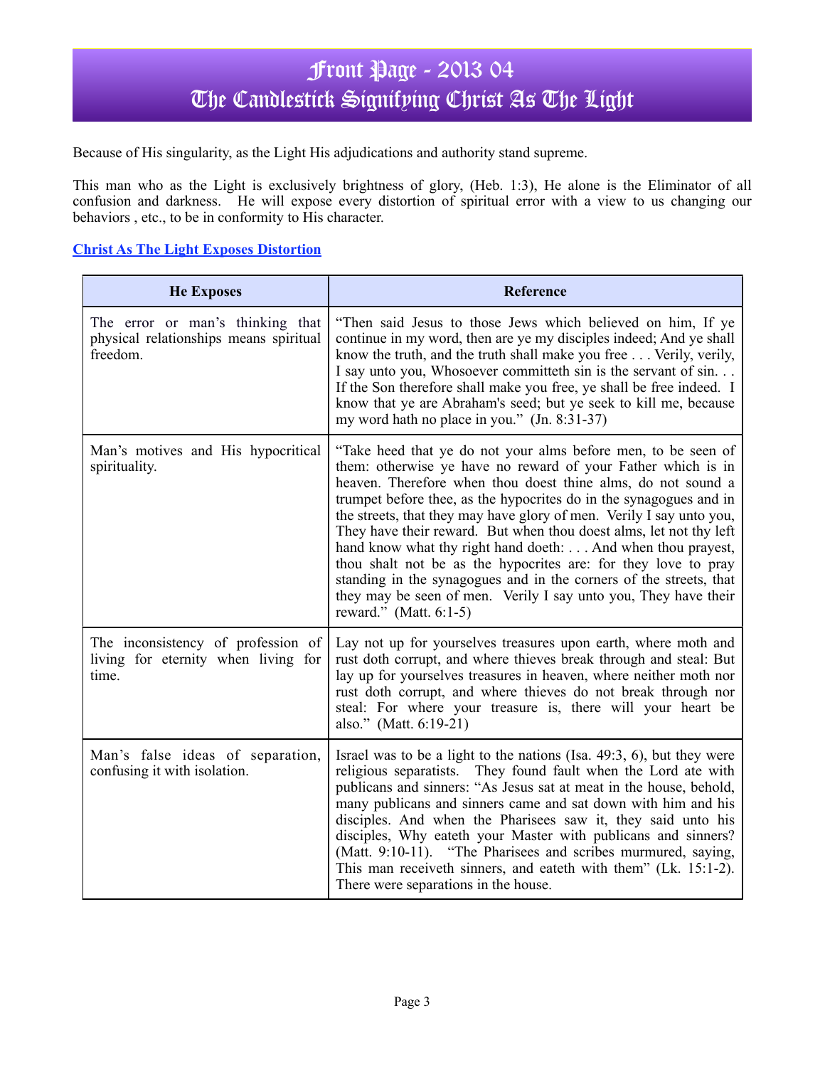# Front Page - 2013 04
# The Candlestick Signifying Christ As The Light

Because of His singularity, as the Light His adjudications and authority stand supreme.

This man who as the Light is exclusively brightness of glory, (Heb. 1:3), He alone is the Eliminator of all confusion and darkness. He will expose every distortion of spiritual error with a view to us changing our behaviors , etc., to be in conformity to His character.

**Christ As The Light Exposes Distortion**

| He Exposes | Reference |
|---|---|
| The error or man's thinking that physical relationships means spiritual freedom. | "Then said Jesus to those Jews which believed on him, If ye continue in my word, then are ye my disciples indeed; And ye shall know the truth, and the truth shall make you free . . . Verily, verily, I say unto you, Whosoever committeth sin is the servant of sin. . . If the Son therefore shall make you free, ye shall be free indeed. I know that ye are Abraham's seed; but ye seek to kill me, because my word hath no place in you." (Jn. 8:31-37) |
| Man's motives and His hypocritical spirituality. | "Take heed that ye do not your alms before men, to be seen of them: otherwise ye have no reward of your Father which is in heaven. Therefore when thou doest thine alms, do not sound a trumpet before thee, as the hypocrites do in the synagogues and in the streets, that they may have glory of men. Verily I say unto you, They have their reward. But when thou doest alms, let not thy left hand know what thy right hand doeth: . . . And when thou prayest, thou shalt not be as the hypocrites are: for they love to pray standing in the synagogues and in the corners of the streets, that they may be seen of men. Verily I say unto you, They have their reward." (Matt. 6:1-5) |
| The inconsistency of profession of living for eternity when living for time. | Lay not up for yourselves treasures upon earth, where moth and rust doth corrupt, and where thieves break through and steal: But lay up for yourselves treasures in heaven, where neither moth nor rust doth corrupt, and where thieves do not break through nor steal: For where your treasure is, there will your heart be also." (Matt. 6:19-21) |
| Man's false ideas of separation, confusing it with isolation. | Israel was to be a light to the nations (Isa. 49:3, 6), but they were religious separatists. They found fault when the Lord ate with publicans and sinners: "As Jesus sat at meat in the house, behold, many publicans and sinners came and sat down with him and his disciples. And when the Pharisees saw it, they said unto his disciples, Why eateth your Master with publicans and sinners? (Matt. 9:10-11). "The Pharisees and scribes murmured, saying, This man receiveth sinners, and eateth with them" (Lk. 15:1-2). There were separations in the house. |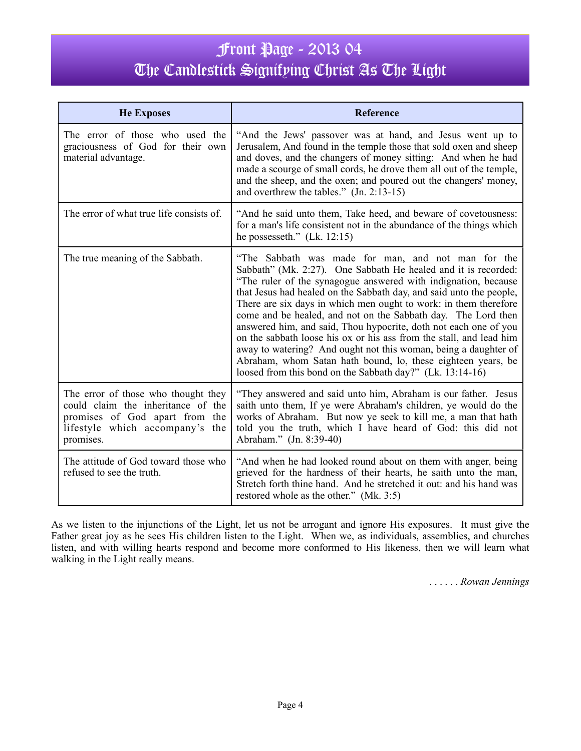# Front Page - 2013 04
# The Candlestick Signifying Christ As The Light

| He Exposes | Reference |
|---|---|
| The error of those who used the graciousness of God for their own material advantage. | "And the Jews' passover was at hand, and Jesus went up to Jerusalem, And found in the temple those that sold oxen and sheep and doves, and the changers of money sitting: And when he had made a scourge of small cords, he drove them all out of the temple, and the sheep, and the oxen; and poured out the changers' money, and overthrew the tables." (Jn. 2:13-15) |
| The error of what true life consists of. | "And he said unto them, Take heed, and beware of covetousness: for a man's life consistent not in the abundance of the things which he possesseth." (Lk. 12:15) |
| The true meaning of the Sabbath. | "The Sabbath was made for man, and not man for the Sabbath" (Mk. 2:27). One Sabbath He healed and it is recorded: "The ruler of the synagogue answered with indignation, because that Jesus had healed on the Sabbath day, and said unto the people, There are six days in which men ought to work: in them therefore come and be healed, and not on the Sabbath day. The Lord then answered him, and said, Thou hypocrite, doth not each one of you on the sabbath loose his ox or his ass from the stall, and lead him away to watering? And ought not this woman, being a daughter of Abraham, whom Satan hath bound, lo, these eighteen years, be loosed from this bond on the Sabbath day?" (Lk. 13:14-16) |
| The error of those who thought they could claim the inheritance of the promises of God apart from the lifestyle which accompany's the promises. | "They answered and said unto him, Abraham is our father. Jesus saith unto them, If ye were Abraham's children, ye would do the works of Abraham. But now ye seek to kill me, a man that hath told you the truth, which I have heard of God: this did not Abraham." (Jn. 8:39-40) |
| The attitude of God toward those who refused to see the truth. | "And when he had looked round about on them with anger, being grieved for the hardness of their hearts, he saith unto the man, Stretch forth thine hand. And he stretched it out: and his hand was restored whole as the other." (Mk. 3:5) |

As we listen to the injunctions of the Light, let us not be arrogant and ignore His exposures. It must give the Father great joy as he sees His children listen to the Light. When we, as individuals, assemblies, and churches listen, and with willing hearts respond and become more conformed to His likeness, then we will learn what walking in the Light really means.

. . . . . . *Rowan Jennings*